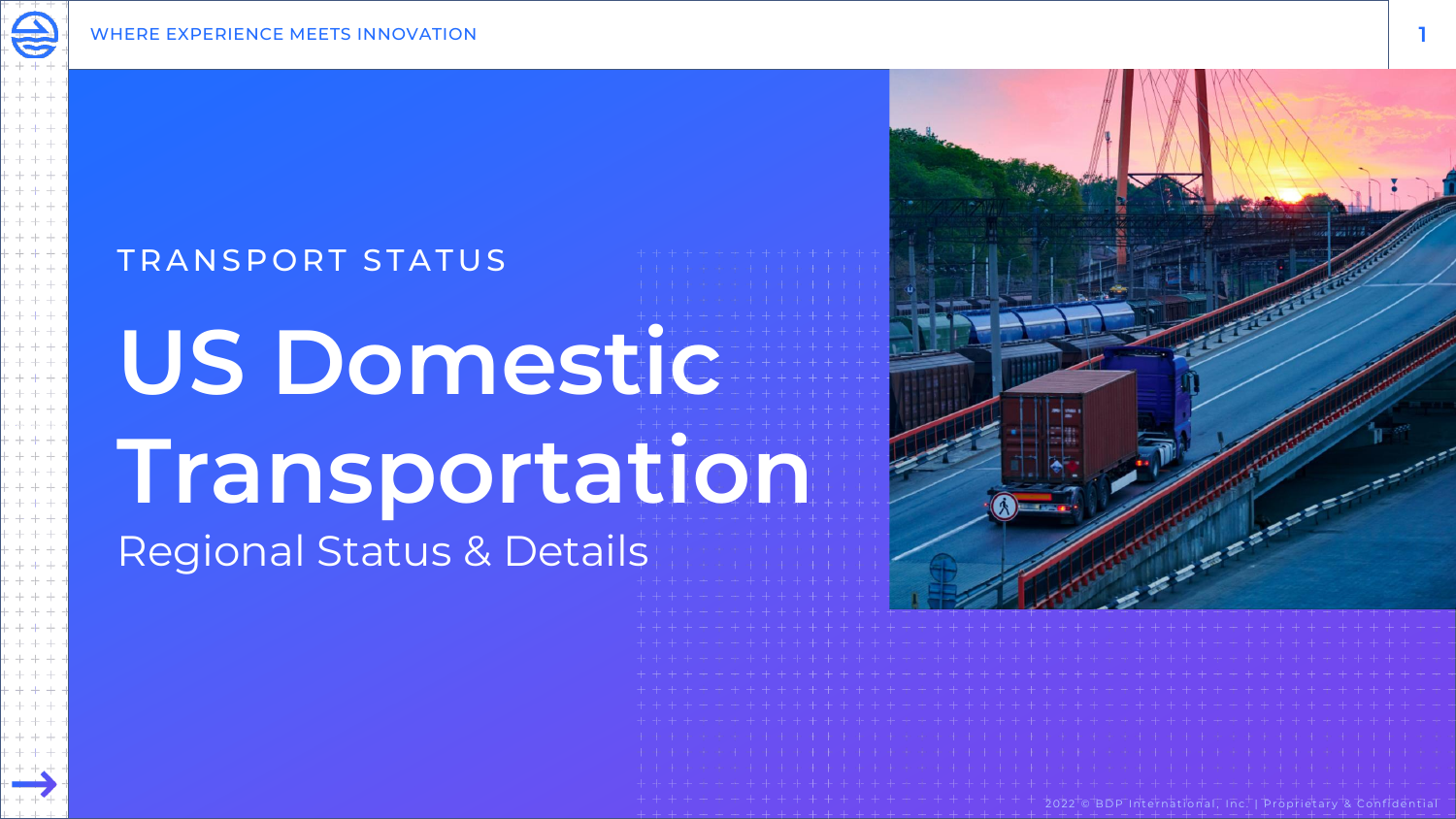TRANSPORT STATUS

# US Domestic Transportation

## Regional Status & Details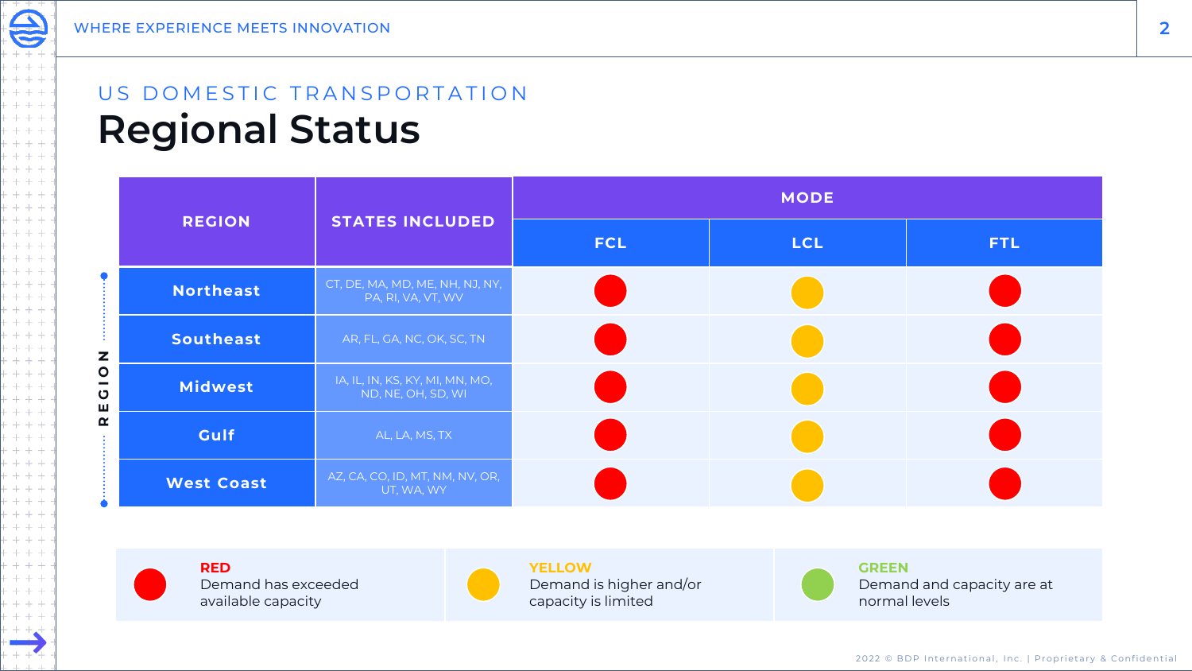US DOMESTIC TRANSPORTATION

# Regional Status

| REGION | STATES INCLUDED | MODE | | |
|---|---|---|---|---|
| | | FCL | LCL | FTL |
| Northeast | CT, DE, MA, MD, ME, NH, NJ, NY, PA, RI, VA, VT, WV | Red | Yellow | Red |
| Southeast | AR, FL, GA, NC, OK, SC, TN | Red | Yellow | Red |
| Midwest | IA, IL, IN, KS, KY, MI, MN, MO, ND, NE, OH, SD, WI | Red | Yellow | Red |
| Gulf | AL, LA, MS, TX | Red | Yellow | Red |
| West Coast | AZ, CA, CO, ID, MT, NM, NV, OR, UT, WA, WY | Red | Yellow | Red |

**RED**
Demand has exceeded available capacity

**YELLOW**
Demand is higher and/or capacity is limited

**GREEN**
Demand and capacity are at normal levels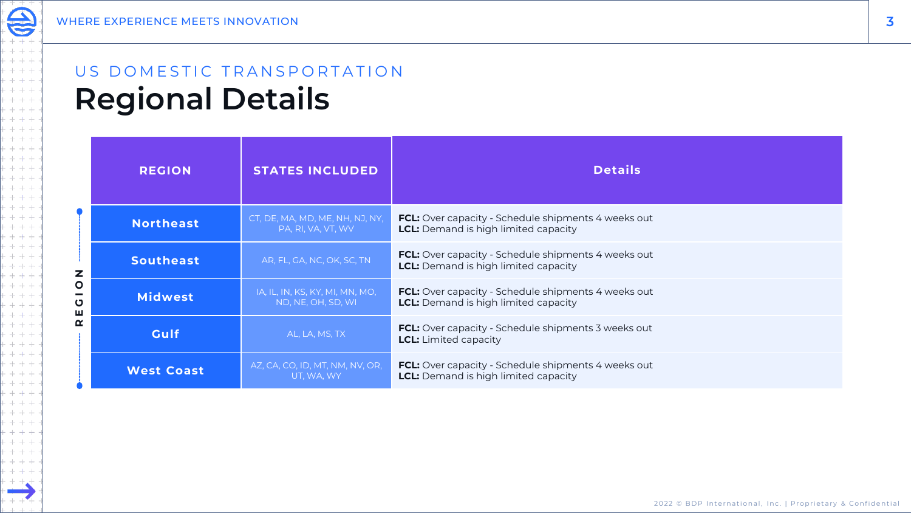US DOMESTIC TRANSPORTATION

# Regional Details

| REGION | STATES INCLUDED | Details |
|---|---|---|
| Northeast | CT, DE, MA, MD, ME, NH, NJ, NY, PA, RI, VA, VT, WV | **FCL:** Over capacity - Schedule shipments 4 weeks out<br>**LCL:** Demand is high limited capacity |
| Southeast | AR, FL, GA, NC, OK, SC, TN | **FCL:** Over capacity - Schedule shipments 4 weeks out<br>**LCL:** Demand is high limited capacity |
| Midwest | IA, IL, IN, KS, KY, MI, MN, MO, ND, NE, OH, SD, WI | **FCL:** Over capacity - Schedule shipments 4 weeks out<br>**LCL:** Demand is high limited capacity |
| Gulf | AL, LA, MS, TX | **FCL:** Over capacity - Schedule shipments 3 weeks out<br>**LCL:** Limited capacity |
| West Coast | AZ, CA, CO, ID, MT, NM, NV, OR, UT, WA, WY | **FCL:** Over capacity - Schedule shipments 4 weeks out<br>**LCL:** Demand is high limited capacity |

2022 © BDP International, Inc. | Proprietary & Confidential